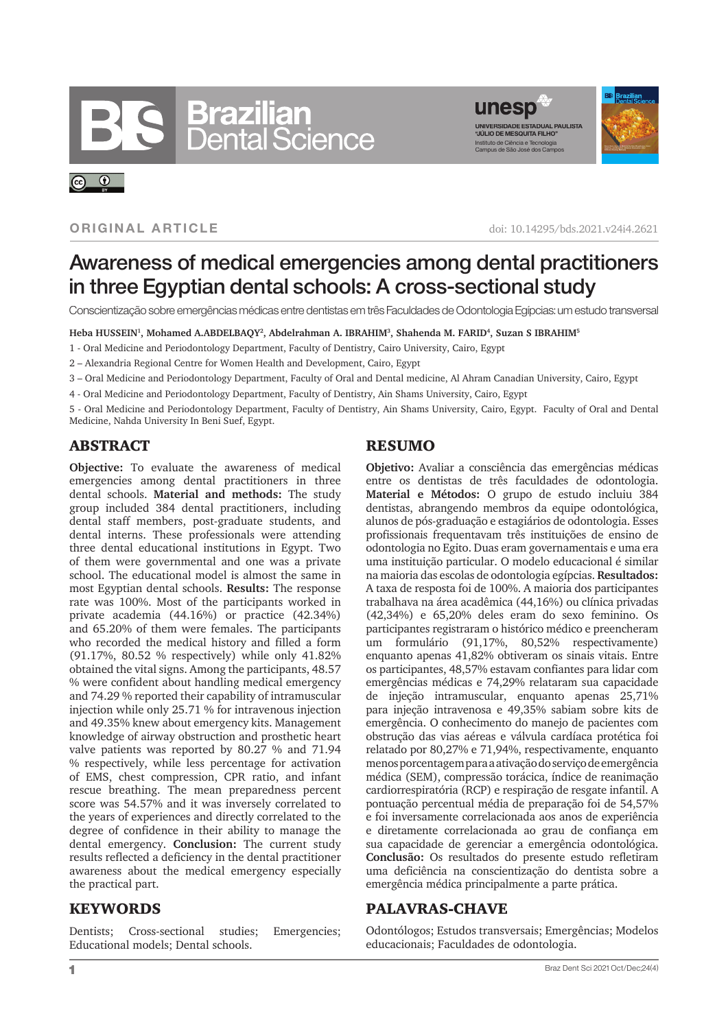ORIGINAL ARTICLE

doi: 10.14295/bds.2021.v24i4.2621

# Awareness of medical emergencies among dental practitioners in three Egyptian dental schools: A cross-sectional study

Conscientização sobre emergências médicas entre dentistas em três Faculdades de Odontologia Egípcias: um estudo transversal

**Heba HUSSEIN[1], Mohamed A.ABDELBAQY[2], Abdelrahman A. IBRAHIM[3], Shahenda M. FARID[4], Suzan S IBRAHIM[5]**

1 - Oral Medicine and Periodontology Department, Faculty of Dentistry, Cairo University, Cairo, Egypt

2 – Alexandria Regional Centre for Women Health and Development, Cairo, Egypt

3 – Oral Medicine and Periodontology Department, Faculty of Oral and Dental medicine, Al Ahram Canadian University, Cairo, Egypt

4 - Oral Medicine and Periodontology Department, Faculty of Dentistry, Ain Shams University, Cairo, Egypt

5 - Oral Medicine and Periodontology Department, Faculty of Dentistry, Ain Shams University, Cairo, Egypt. Faculty of Oral and Dental Medicine, Nahda University In Beni Suef, Egypt.

## ABSTRACT

**Objective:** To evaluate the awareness of medical emergencies among dental practitioners in three dental schools. **Material and methods:** The study group included 384 dental practitioners, including dental staff members, post-graduate students, and dental interns. These professionals were attending three dental educational institutions in Egypt. Two of them were governmental and one was a private school. The educational model is almost the same in most Egyptian dental schools. **Results:** The response rate was 100%. Most of the participants worked in private academia (44.16%) or practice (42.34%) and 65.20% of them were females. The participants who recorded the medical history and filled a form (91.17%, 80.52 % respectively) while only 41.82% obtained the vital signs. Among the participants, 48.57 % were confident about handling medical emergency and 74.29 % reported their capability of intramuscular injection while only 25.71 % for intravenous injection and 49.35% knew about emergency kits. Management knowledge of airway obstruction and prosthetic heart valve patients was reported by 80.27 % and 71.94 % respectively, while less percentage for activation of EMS, chest compression, CPR ratio, and infant rescue breathing. The mean preparedness percent score was 54.57% and it was inversely correlated to the years of experiences and directly correlated to the degree of confidence in their ability to manage the dental emergency. **Conclusion:** The current study results reflected a deficiency in the dental practitioner awareness about the medical emergency especially the practical part.

## KEYWORDS

Dentists; Cross-sectional studies; Emergencies; Educational models; Dental schools.

## RESUMO

**Objetivo:** Avaliar a consciência das emergências médicas entre os dentistas de três faculdades de odontologia. **Material e Métodos:** O grupo de estudo incluiu 384 dentistas, abrangendo membros da equipe odontológica, alunos de pós-graduação e estagiários de odontologia. Esses profissionais frequentavam três instituições de ensino de odontologia no Egito. Duas eram governamentais e uma era uma instituição particular. O modelo educacional é similar na maioria das escolas de odontologia egípcias. **Resultados:** A taxa de resposta foi de 100%. A maioria dos participantes trabalhava na área acadêmica (44,16%) ou clínica privadas (42,34%) e 65,20% deles eram do sexo feminino. Os participantes registraram o histórico médico e preencheram um formulário (91,17%, 80,52% respectivamente) enquanto apenas 41,82% obtiveram os sinais vitais. Entre os participantes, 48,57% estavam confiantes para lidar com emergências médicas e 74,29% relataram sua capacidade de injeção intramuscular, enquanto apenas 25,71% para injeção intravenosa e 49,35% sabiam sobre kits de emergência. O conhecimento do manejo de pacientes com obstrução das vias aéreas e válvula cardíaca protética foi relatado por 80,27% e 71,94%, respectivamente, enquanto menos porcentagem para a ativação do serviço de emergência médica (SEM), compressão torácica, índice de reanimação cardiorrespiratória (RCP) e respiração de resgate infantil. A pontuação percentual média de preparação foi de 54,57% e foi inversamente correlacionada aos anos de experiência e diretamente correlacionada ao grau de confiança em sua capacidade de gerenciar a emergência odontológica. **Conclusão:** Os resultados do presente estudo refletiram uma deficiência na conscientização do dentista sobre a emergência médica principalmente a parte prática.

## PALAVRAS-CHAVE

Odontólogos; Estudos transversais; Emergências; Modelos educacionais; Faculdades de odontologia.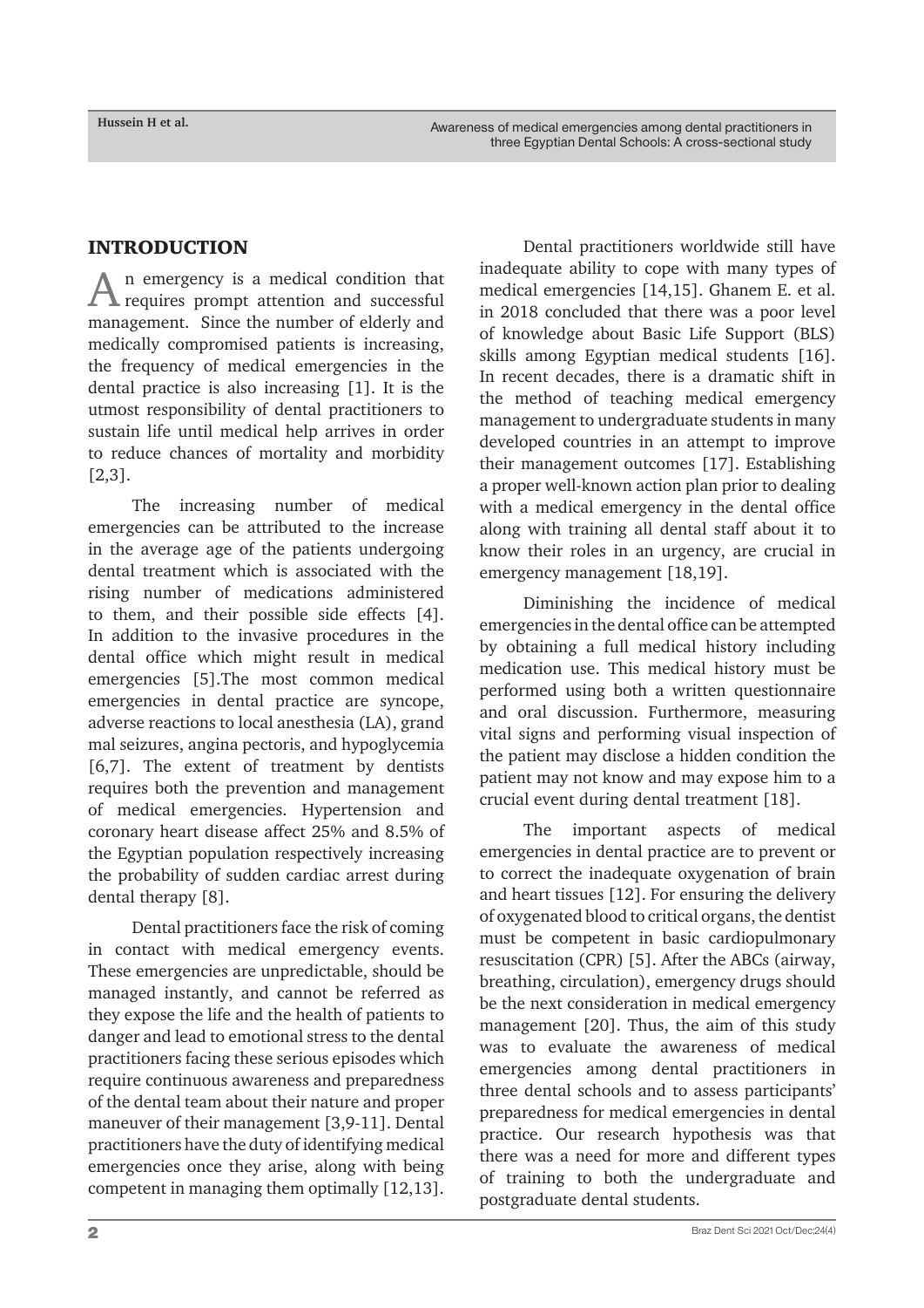## INTRODUCTION

An emergency is a medical condition that requires prompt attention and successful management. Since the number of elderly and medically compromised patients is increasing, the frequency of medical emergencies in the dental practice is also increasing [1]. It is the utmost responsibility of dental practitioners to sustain life until medical help arrives in order to reduce chances of mortality and morbidity [2,3].

The increasing number of medical emergencies can be attributed to the increase in the average age of the patients undergoing dental treatment which is associated with the rising number of medications administered to them, and their possible side effects [4]. In addition to the invasive procedures in the dental office which might result in medical emergencies [5].The most common medical emergencies in dental practice are syncope, adverse reactions to local anesthesia (LA), grand mal seizures, angina pectoris, and hypoglycemia [6,7]. The extent of treatment by dentists requires both the prevention and management of medical emergencies. Hypertension and coronary heart disease affect 25% and 8.5% of the Egyptian population respectively increasing the probability of sudden cardiac arrest during dental therapy [8].

Dental practitioners face the risk of coming in contact with medical emergency events. These emergencies are unpredictable, should be managed instantly, and cannot be referred as they expose the life and the health of patients to danger and lead to emotional stress to the dental practitioners facing these serious episodes which require continuous awareness and preparedness of the dental team about their nature and proper maneuver of their management [3,9-11]. Dental practitioners have the duty of identifying medical emergencies once they arise, along with being competent in managing them optimally [12,13].

Dental practitioners worldwide still have inadequate ability to cope with many types of medical emergencies [14,15]. Ghanem E. et al. in 2018 concluded that there was a poor level of knowledge about Basic Life Support (BLS) skills among Egyptian medical students [16]. In recent decades, there is a dramatic shift in the method of teaching medical emergency management to undergraduate students in many developed countries in an attempt to improve their management outcomes [17]. Establishing a proper well-known action plan prior to dealing with a medical emergency in the dental office along with training all dental staff about it to know their roles in an urgency, are crucial in emergency management [18,19].

Diminishing the incidence of medical emergencies in the dental office can be attempted by obtaining a full medical history including medication use. This medical history must be performed using both a written questionnaire and oral discussion. Furthermore, measuring vital signs and performing visual inspection of the patient may disclose a hidden condition the patient may not know and may expose him to a crucial event during dental treatment [18].

The important aspects of medical emergencies in dental practice are to prevent or to correct the inadequate oxygenation of brain and heart tissues [12]. For ensuring the delivery of oxygenated blood to critical organs, the dentist must be competent in basic cardiopulmonary resuscitation (CPR) [5]. After the ABCs (airway, breathing, circulation), emergency drugs should be the next consideration in medical emergency management [20]. Thus, the aim of this study was to evaluate the awareness of medical emergencies among dental practitioners in three dental schools and to assess participants' preparedness for medical emergencies in dental practice. Our research hypothesis was that there was a need for more and different types of training to both the undergraduate and postgraduate dental students.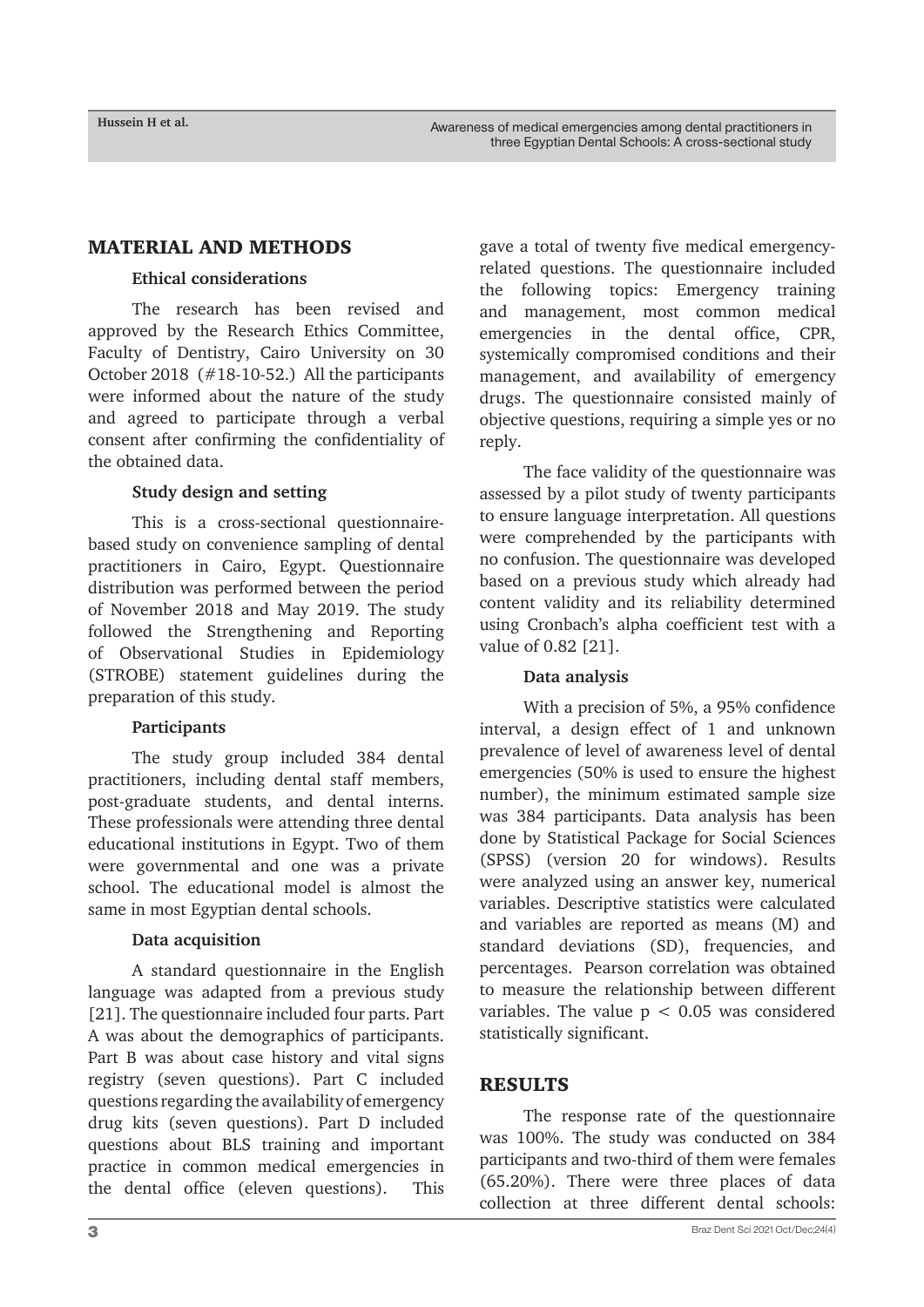## MATERIAL AND METHODS

### Ethical considerations

The research has been revised and approved by the Research Ethics Committee, Faculty of Dentistry, Cairo University on 30 October 2018 (#18-10-52.) All the participants were informed about the nature of the study and agreed to participate through a verbal consent after confirming the confidentiality of the obtained data.

### Study design and setting

This is a cross-sectional questionnaire-based study on convenience sampling of dental practitioners in Cairo, Egypt. Questionnaire distribution was performed between the period of November 2018 and May 2019. The study followed the Strengthening and Reporting of Observational Studies in Epidemiology (STROBE) statement guidelines during the preparation of this study.

### Participants

The study group included 384 dental practitioners, including dental staff members, post-graduate students, and dental interns. These professionals were attending three dental educational institutions in Egypt. Two of them were governmental and one was a private school. The educational model is almost the same in most Egyptian dental schools.

### Data acquisition

A standard questionnaire in the English language was adapted from a previous study [21]. The questionnaire included four parts. Part A was about the demographics of participants. Part B was about case history and vital signs registry (seven questions). Part C included questions regarding the availability of emergency drug kits (seven questions). Part D included questions about BLS training and important practice in common medical emergencies in the dental office (eleven questions). This gave a total of twenty five medical emergency-related questions. The questionnaire included the following topics: Emergency training and management, most common medical emergencies in the dental office, CPR, systemically compromised conditions and their management, and availability of emergency drugs. The questionnaire consisted mainly of objective questions, requiring a simple yes or no reply.

The face validity of the questionnaire was assessed by a pilot study of twenty participants to ensure language interpretation. All questions were comprehended by the participants with no confusion. The questionnaire was developed based on a previous study which already had content validity and its reliability determined using Cronbach's alpha coefficient test with a value of 0.82 [21].

### Data analysis

With a precision of 5%, a 95% confidence interval, a design effect of 1 and unknown prevalence of level of awareness level of dental emergencies (50% is used to ensure the highest number), the minimum estimated sample size was 384 participants. Data analysis has been done by Statistical Package for Social Sciences (SPSS) (version 20 for windows). Results were analyzed using an answer key, numerical variables. Descriptive statistics were calculated and variables are reported as means (M) and standard deviations (SD), frequencies, and percentages. Pearson correlation was obtained to measure the relationship between different variables. The value $p < 0.05$ was considered statistically significant.

## RESULTS

The response rate of the questionnaire was 100%. The study was conducted on 384 participants and two-third of them were females (65.20%). There were three places of data collection at three different dental schools: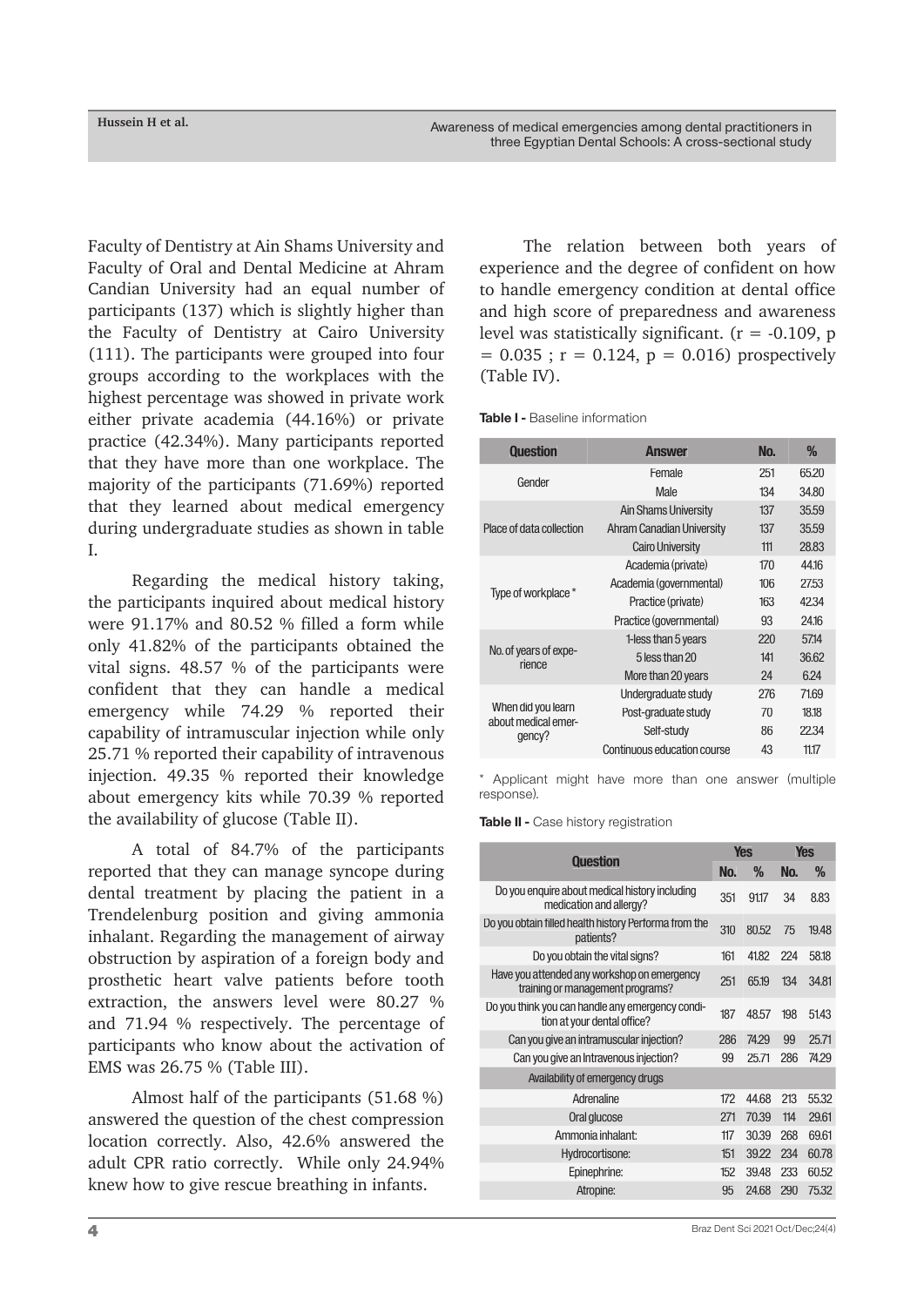Faculty of Dentistry at Ain Shams University and Faculty of Oral and Dental Medicine at Ahram Candian University had an equal number of participants (137) which is slightly higher than the Faculty of Dentistry at Cairo University (111). The participants were grouped into four groups according to the workplaces with the highest percentage was showed in private work either private academia (44.16%) or private practice (42.34%). Many participants reported that they have more than one workplace. The majority of the participants (71.69%) reported that they learned about medical emergency during undergraduate studies as shown in table I.

Regarding the medical history taking, the participants inquired about medical history were 91.17% and 80.52 % filled a form while only 41.82% of the participants obtained the vital signs. 48.57 % of the participants were confident that they can handle a medical emergency while 74.29 % reported their capability of intramuscular injection while only 25.71 % reported their capability of intravenous injection. 49.35 % reported their knowledge about emergency kits while 70.39 % reported the availability of glucose (Table II).

A total of 84.7% of the participants reported that they can manage syncope during dental treatment by placing the patient in a Trendelenburg position and giving ammonia inhalant. Regarding the management of airway obstruction by aspiration of a foreign body and prosthetic heart valve patients before tooth extraction, the answers level were 80.27 % and 71.94 % respectively. The percentage of participants who know about the activation of EMS was 26.75 % (Table III).

Almost half of the participants (51.68 %) answered the question of the chest compression location correctly. Also, 42.6% answered the adult CPR ratio correctly. While only 24.94% knew how to give rescue breathing in infants.

The relation between both years of experience and the degree of confident on how to handle emergency condition at dental office and high score of preparedness and awareness level was statistically significant. ($r = -0.109$, $p = 0.035$ ; $r = 0.124$, $p = 0.016$) prospectively (Table IV).

**Table I -** Baseline information

| Question | Answer | No. | % |
|---|---|---|---|
| Gender | Female | 251 | 65.20 |
| | Male | 134 | 34.80 |
| Place of data collection | Ain Shams University | 137 | 35.59 |
| | Ahram Canadian University | 137 | 35.59 |
| | Cairo University | 111 | 28.83 |
| Type of workplace * | Academia (private) | 170 | 44.16 |
| | Academia (governmental) | 106 | 27.53 |
| | Practice (private) | 163 | 42.34 |
| | Practice (governmental) | 93 | 24.16 |
| No. of years of experience | 1-less than 5 years | 220 | 57.14 |
| | 5 less than 20 | 141 | 36.62 |
| | More than 20 years | 24 | 6.24 |
| When did you learn about medical emergency? | Undergraduate study | 276 | 71.69 |
| | Post-graduate study | 70 | 18.18 |
| | Self-study | 86 | 22.34 |
| | Continuous education course | 43 | 11.17 |

* Applicant might have more than one answer (multiple response).

**Table II -** Case history registration

| Question | Yes | | Yes | |
|---|---|---|---|---|
| | No. | % | No. | % |
| Do you enquire about medical history including medication and allergy? | 351 | 91.17 | 34 | 8.83 |
| Do you obtain filled health history Performa from the patients? | 310 | 80.52 | 75 | 19.48 |
| Do you obtain the vital signs? | 161 | 41.82 | 224 | 58.18 |
| Have you attended any workshop on emergency training or management programs? | 251 | 65.19 | 134 | 34.81 |
| Do you think you can handle any emergency condition at your dental office? | 187 | 48.57 | 198 | 51.43 |
| Can you give an intramuscular injection? | 286 | 74.29 | 99 | 25.71 |
| Can you give an Intravenous injection? | 99 | 25.71 | 286 | 74.29 |
| Availability of emergency drugs | | | | |
| Adrenaline | 172 | 44.68 | 213 | 55.32 |
| Oral glucose | 271 | 70.39 | 114 | 29.61 |
| Ammonia inhalant: | 117 | 30.39 | 268 | 69.61 |
| Hydrocortisone: | 151 | 39.22 | 234 | 60.78 |
| Epinephrine: | 152 | 39.48 | 233 | 60.52 |
| Atropine: | 95 | 24.68 | 290 | 75.32 |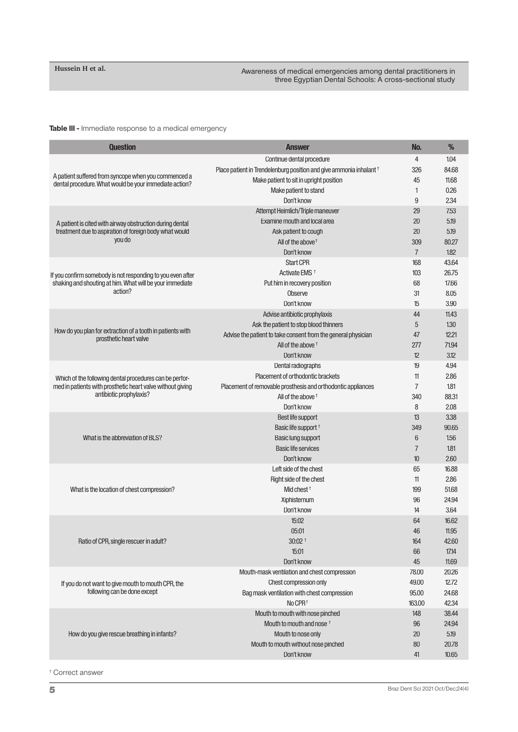**Table III -** Immediate response to a medical emergency

| Question | Answer | No. | % |
|---|---|---|---|
| A patient suffered from syncope when you commenced a dental procedure. What would be your immediate action? | Continue dental procedure | 4 | 1.04 |
| | Place patient in Trendelenburg position and give ammonia inhalant † | 326 | 84.68 |
| | Make patient to sit in upright position | 45 | 11.68 |
| | Make patient to stand | 1 | 0.26 |
| | Don't know | 9 | 2.34 |
| A patient is cited with airway obstruction during dental treatment due to aspiration of foreign body what would you do | Attempt Heimlich/Triple maneuver | 29 | 7.53 |
| | Examine mouth and local area | 20 | 5.19 |
| | Ask patient to cough | 20 | 5.19 |
| | All of the above † | 309 | 80.27 |
| | Don't know | 7 | 1.82 |
| If you confirm somebody is not responding to you even after shaking and shouting at him. What will be your immediate action? | Start CPR | 168 | 43.64 |
| | Activate EMS † | 103 | 26.75 |
| | Put him in recovery position | 68 | 17.66 |
| | Observe | 31 | 8.05 |
| | Don't know | 15 | 3.90 |
| How do you plan for extraction of a tooth in patients with prosthetic heart valve | Advise antibiotic prophylaxis | 44 | 11.43 |
| | Ask the patient to stop blood thinners | 5 | 1.30 |
| | Advise the patient to take consent from the general physician | 47 | 12.21 |
| | All of the above † | 277 | 71.94 |
| | Don't know | 12 | 3.12 |
| Which of the following dental procedures can be performed in patients with prosthetic heart valve without giving antibiotic prophylaxis? | Dental radiographs | 19 | 4.94 |
| | Placement of orthodontic brackets | 11 | 2.86 |
| | Placement of removable prosthesis and orthodontic appliances | 7 | 1.81 |
| | All of the above † | 340 | 88.31 |
| | Don't know | 8 | 2.08 |
| What is the abbreviation of BLS? | Best life support | 13 | 3.38 |
| | Basic life support † | 349 | 90.65 |
| | Basic lung support | 6 | 1.56 |
| | Basic life services | 7 | 1.81 |
| | Don't know | 10 | 2.60 |
| What is the location of chest compression? | Left side of the chest | 65 | 16.88 |
| | Right side of the chest | 11 | 2.86 |
| | Mid chest † | 199 | 51.68 |
| | Xiphisternum | 96 | 24.94 |
| | Don't know | 14 | 3.64 |
| Ratio of CPR, single rescuer in adult? | 15:02 | 64 | 16.62 |
| | 05:01 | 46 | 11.95 |
| | 30:02 † | 164 | 42.60 |
| | 15:01 | 66 | 17.14 |
| | Don't know | 45 | 11.69 |
| If you do not want to give mouth to mouth CPR, the following can be done except | Mouth-mask ventilation and chest compression | 78.00 | 20.26 |
| | Chest compression only | 49.00 | 12.72 |
| | Bag mask ventilation with chest compression | 95.00 | 24.68 |
| | No CPR † | 163.00 | 42.34 |
| How do you give rescue breathing in infants? | Mouth to mouth with nose pinched | 148 | 38.44 |
| | Mouth to mouth and nose † | 96 | 24.94 |
| | Mouth to nose only | 20 | 5.19 |
| | Mouth to mouth without nose pinched | 80 | 20.78 |
| | Don't know | 41 | 10.65 |

† Correct answer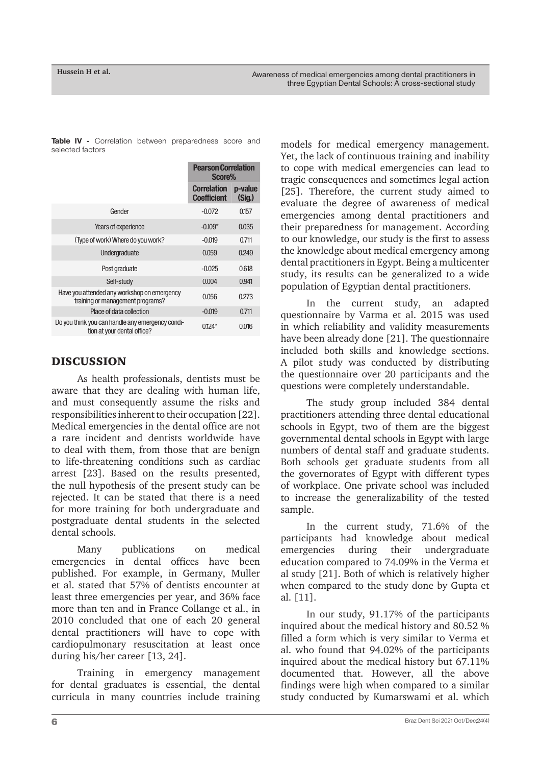**Table IV -** Correlation between preparedness score and selected factors

| | Pearson Correlation Score% | |
|---|---|---|
| | Correlation Coefficient | p-value (Sig.) |
| Gender | -0.072 | 0.157 |
| Years of experience | -0.109* | 0.035 |
| (Type of work) Where do you work? | -0.019 | 0.711 |
| Undergraduate | 0.059 | 0.249 |
| Post graduate | -0.025 | 0.618 |
| Self-study | 0.004 | 0.941 |
| Have you attended any workshop on emergency training or management programs? | 0.056 | 0.273 |
| Place of data collection | -0.019 | 0.711 |
| Do you think you can handle any emergency condition at your dental office? | 0.124* | 0.016 |

## DISCUSSION

As health professionals, dentists must be aware that they are dealing with human life, and must consequently assume the risks and responsibilities inherent to their occupation [22]. Medical emergencies in the dental office are not a rare incident and dentists worldwide have to deal with them, from those that are benign to life-threatening conditions such as cardiac arrest [23]. Based on the results presented, the null hypothesis of the present study can be rejected. It can be stated that there is a need for more training for both undergraduate and postgraduate dental students in the selected dental schools.

Many publications on medical emergencies in dental offices have been published. For example, in Germany, Muller et al. stated that 57% of dentists encounter at least three emergencies per year, and 36% face more than ten and in France Collange et al., in 2010 concluded that one of each 20 general dental practitioners will have to cope with cardiopulmonary resuscitation at least once during his/her career [13, 24].

Training in emergency management for dental graduates is essential, the dental curricula in many countries include training models for medical emergency management. Yet, the lack of continuous training and inability to cope with medical emergencies can lead to tragic consequences and sometimes legal action [25]. Therefore, the current study aimed to evaluate the degree of awareness of medical emergencies among dental practitioners and their preparedness for management. According to our knowledge, our study is the first to assess the knowledge about medical emergency among dental practitioners in Egypt. Being a multicenter study, its results can be generalized to a wide population of Egyptian dental practitioners.

In the current study, an adapted questionnaire by Varma et al. 2015 was used in which reliability and validity measurements have been already done [21]. The questionnaire included both skills and knowledge sections. A pilot study was conducted by distributing the questionnaire over 20 participants and the questions were completely understandable.

The study group included 384 dental practitioners attending three dental educational schools in Egypt, two of them are the biggest governmental dental schools in Egypt with large numbers of dental staff and graduate students. Both schools get graduate students from all the governorates of Egypt with different types of workplace. One private school was included to increase the generalizability of the tested sample.

In the current study, 71.6% of the participants had knowledge about medical emergencies during their undergraduate education compared to 74.09% in the Verma et al study [21]. Both of which is relatively higher when compared to the study done by Gupta et al. [11].

In our study, 91.17% of the participants inquired about the medical history and 80.52 % filled a form which is very similar to Verma et al. who found that 94.02% of the participants inquired about the medical history but 67.11% documented that. However, all the above findings were high when compared to a similar study conducted by Kumarswami et al. which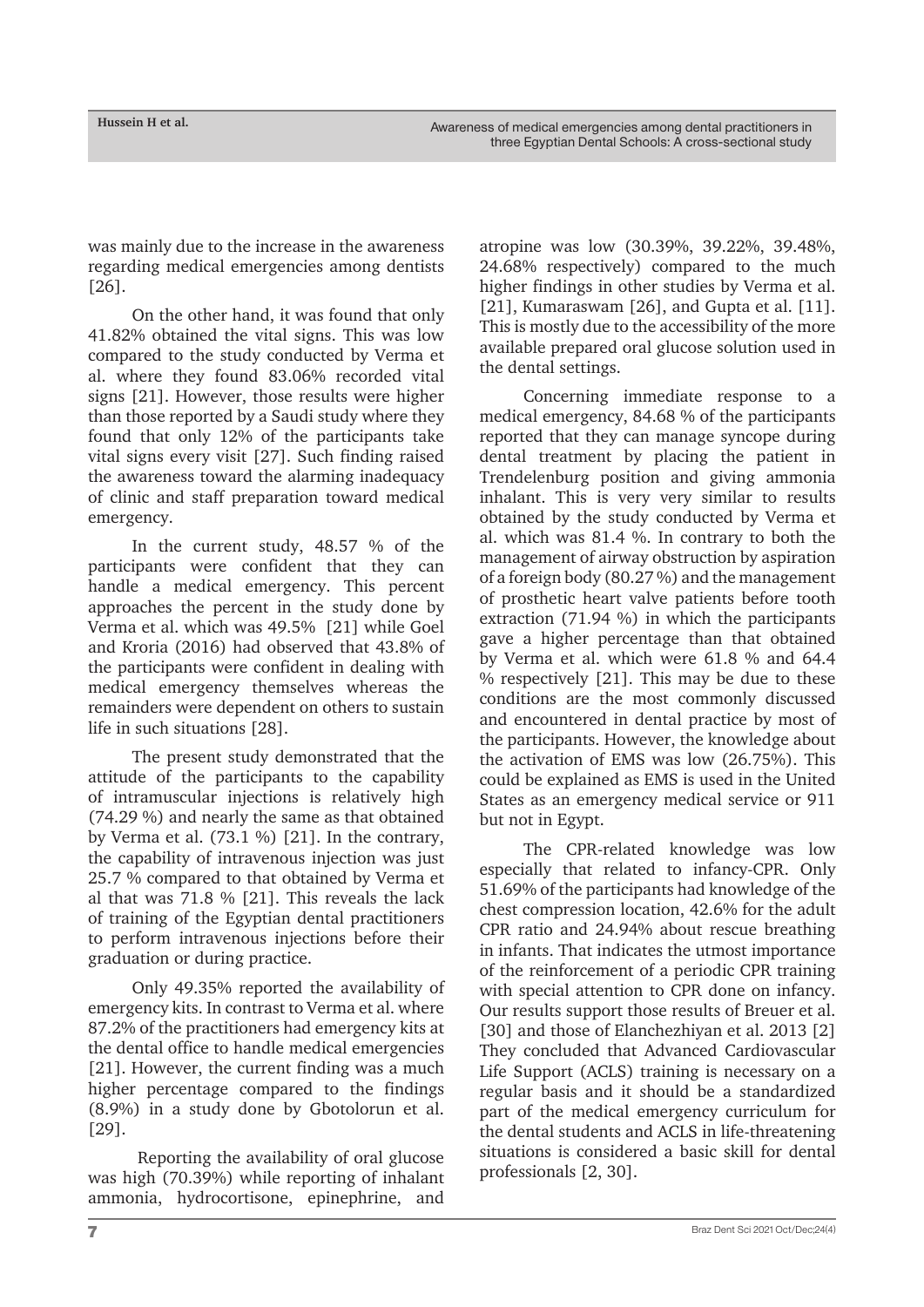was mainly due to the increase in the awareness regarding medical emergencies among dentists [26].

On the other hand, it was found that only 41.82% obtained the vital signs. This was low compared to the study conducted by Verma et al. where they found 83.06% recorded vital signs [21]. However, those results were higher than those reported by a Saudi study where they found that only 12% of the participants take vital signs every visit [27]. Such finding raised the awareness toward the alarming inadequacy of clinic and staff preparation toward medical emergency.

In the current study, 48.57 % of the participants were confident that they can handle a medical emergency. This percent approaches the percent in the study done by Verma et al. which was 49.5% [21] while Goel and Kroria (2016) had observed that 43.8% of the participants were confident in dealing with medical emergency themselves whereas the remainders were dependent on others to sustain life in such situations [28].

The present study demonstrated that the attitude of the participants to the capability of intramuscular injections is relatively high (74.29 %) and nearly the same as that obtained by Verma et al. (73.1 %) [21]. In the contrary, the capability of intravenous injection was just 25.7 % compared to that obtained by Verma et al that was 71.8 % [21]. This reveals the lack of training of the Egyptian dental practitioners to perform intravenous injections before their graduation or during practice.

Only 49.35% reported the availability of emergency kits. In contrast to Verma et al. where 87.2% of the practitioners had emergency kits at the dental office to handle medical emergencies [21]. However, the current finding was a much higher percentage compared to the findings (8.9%) in a study done by Gbotolorun et al. [29].

Reporting the availability of oral glucose was high (70.39%) while reporting of inhalant ammonia, hydrocortisone, epinephrine, and atropine was low (30.39%, 39.22%, 39.48%, 24.68% respectively) compared to the much higher findings in other studies by Verma et al. [21], Kumaraswam [26], and Gupta et al. [11]. This is mostly due to the accessibility of the more available prepared oral glucose solution used in the dental settings.

Concerning immediate response to a medical emergency, 84.68 % of the participants reported that they can manage syncope during dental treatment by placing the patient in Trendelenburg position and giving ammonia inhalant. This is very very similar to results obtained by the study conducted by Verma et al. which was 81.4 %. In contrary to both the management of airway obstruction by aspiration of a foreign body (80.27 %) and the management of prosthetic heart valve patients before tooth extraction (71.94 %) in which the participants gave a higher percentage than that obtained by Verma et al. which were 61.8 % and 64.4 % respectively [21]. This may be due to these conditions are the most commonly discussed and encountered in dental practice by most of the participants. However, the knowledge about the activation of EMS was low (26.75%). This could be explained as EMS is used in the United States as an emergency medical service or 911 but not in Egypt.

The CPR-related knowledge was low especially that related to infancy-CPR. Only 51.69% of the participants had knowledge of the chest compression location, 42.6% for the adult CPR ratio and 24.94% about rescue breathing in infants. That indicates the utmost importance of the reinforcement of a periodic CPR training with special attention to CPR done on infancy. Our results support those results of Breuer et al. [30] and those of Elanchezhiyan et al. 2013 [2] They concluded that Advanced Cardiovascular Life Support (ACLS) training is necessary on a regular basis and it should be a standardized part of the medical emergency curriculum for the dental students and ACLS in life-threatening situations is considered a basic skill for dental professionals [2, 30].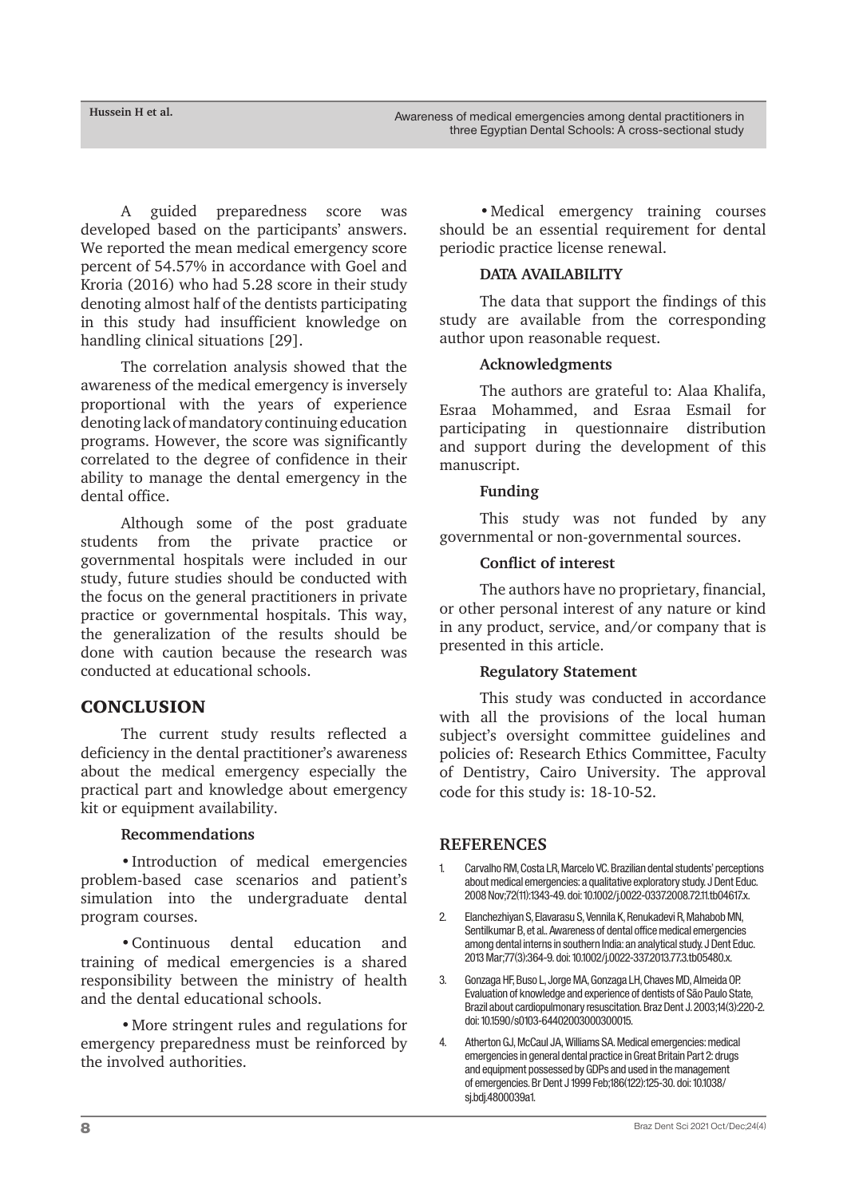A guided preparedness score was developed based on the participants' answers. We reported the mean medical emergency score percent of 54.57% in accordance with Goel and Kroria (2016) who had 5.28 score in their study denoting almost half of the dentists participating in this study had insufficient knowledge on handling clinical situations [29].

The correlation analysis showed that the awareness of the medical emergency is inversely proportional with the years of experience denoting lack of mandatory continuing education programs. However, the score was significantly correlated to the degree of confidence in their ability to manage the dental emergency in the dental office.

Although some of the post graduate students from the private practice or governmental hospitals were included in our study, future studies should be conducted with the focus on the general practitioners in private practice or governmental hospitals. This way, the generalization of the results should be done with caution because the research was conducted at educational schools.

## CONCLUSION

The current study results reflected a deficiency in the dental practitioner's awareness about the medical emergency especially the practical part and knowledge about emergency kit or equipment availability.

### Recommendations

- Introduction of medical emergencies problem-based case scenarios and patient's simulation into the undergraduate dental program courses.
- Continuous dental education and training of medical emergencies is a shared responsibility between the ministry of health and the dental educational schools.
- More stringent rules and regulations for emergency preparedness must be reinforced by the involved authorities.
- Medical emergency training courses should be an essential requirement for dental periodic practice license renewal.

### DATA AVAILABILITY

The data that support the findings of this study are available from the corresponding author upon reasonable request.

### Acknowledgments

The authors are grateful to: Alaa Khalifa, Esraa Mohammed, and Esraa Esmail for participating in questionnaire distribution and support during the development of this manuscript.

### Funding

This study was not funded by any governmental or non-governmental sources.

### Conflict of interest

The authors have no proprietary, financial, or other personal interest of any nature or kind in any product, service, and/or company that is presented in this article.

### Regulatory Statement

This study was conducted in accordance with all the provisions of the local human subject's oversight committee guidelines and policies of: Research Ethics Committee, Faculty of Dentistry, Cairo University. The approval code for this study is: 18-10-52.

## REFERENCES

1. Carvalho RM, Costa LR, Marcelo VC. Brazilian dental students' perceptions about medical emergencies: a qualitative exploratory study. J Dent Educ. 2008 Nov;72(11):1343-49. doi: 10.1002/j.0022-0337.2008.72.11.tb04617.x.
2. Elanchezhiyan S, Elavarasu S, Vennila K, Renukadevi R, Mahabob MN, Sentilkumar B, et al.. Awareness of dental office medical emergencies among dental interns in southern India: an analytical study. J Dent Educ. 2013 Mar;77(3):364-9. doi: 10.1002/j.0022-337.2013.77.3.tb05480.x.
3. Gonzaga HF, Buso L, Jorge MA, Gonzaga LH, Chaves MD, Almeida OP. Evaluation of knowledge and experience of dentists of São Paulo State, Brazil about cardiopulmonary resuscitation. Braz Dent J. 2003;14(3):220-2. doi: 10.1590/s0103-64402003000300015.
4. Atherton GJ, McCaul JA, Williams SA. Medical emergencies: medical emergencies in general dental practice in Great Britain Part 2: drugs and equipment possessed by GDPs and used in the management of emergencies. Br Dent J 1999 Feb;186(122):125-30. doi: 10.1038/sj.bdj.4800039a1.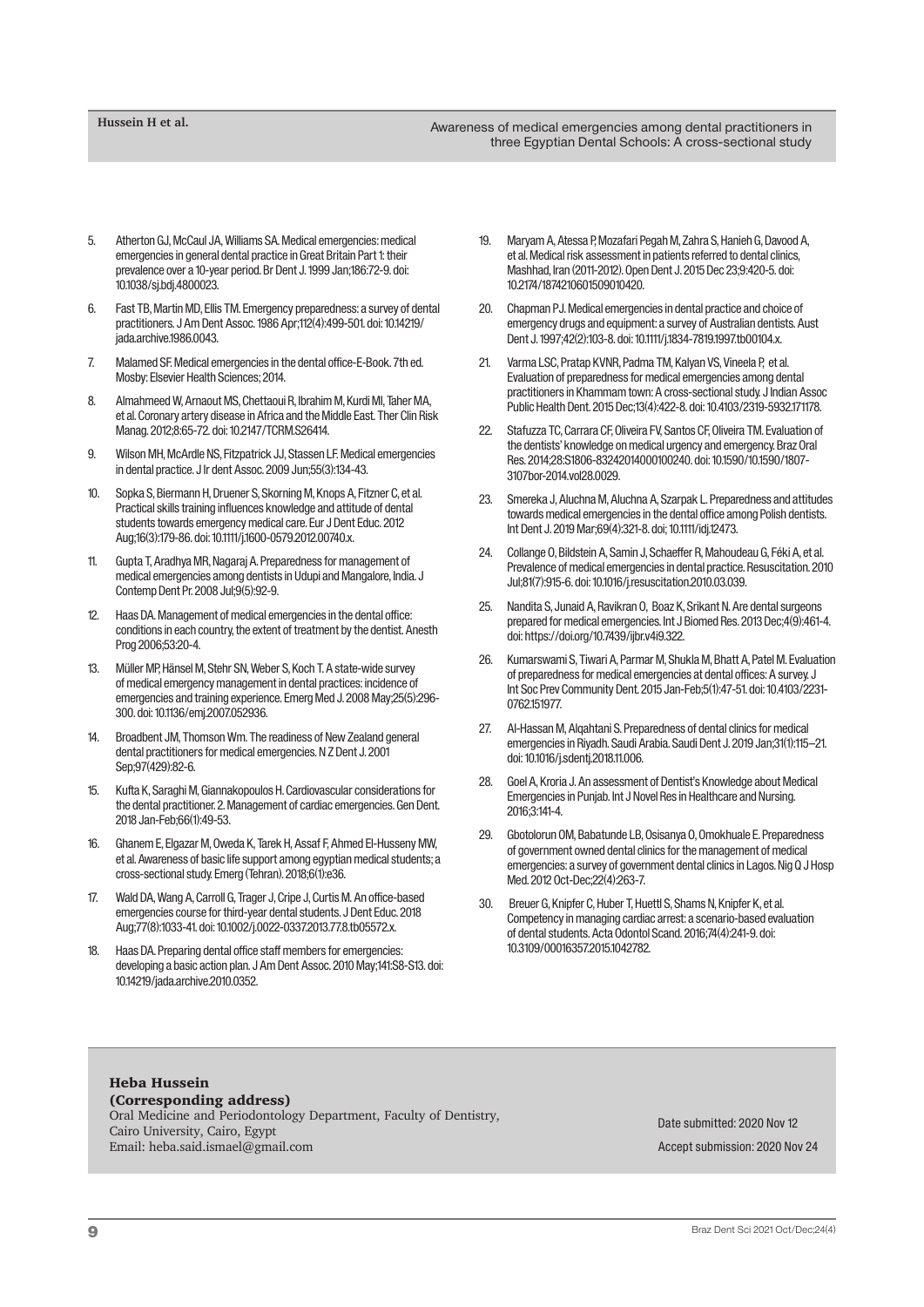5. Atherton GJ, McCaul JA, Williams SA. Medical emergencies: medical emergencies in general dental practice in Great Britain Part 1: their prevalence over a 10-year period. Br Dent J. 1999 Jan;186:72-9. doi: 10.1038/sj.bdj.4800023.

6. Fast TB, Martin MD, Ellis TM. Emergency preparedness: a survey of dental practitioners. J Am Dent Assoc. 1986 Apr;112(4):499-501. doi: 10.14219/jada.archive.1986.0043.

7. Malamed SF. Medical emergencies in the dental office-E-Book. 7th ed. Mosby: Elsevier Health Sciences; 2014.

8. Almahmeed W, Arnaout MS, Chettaoui R, Ibrahim M, Kurdi MI, Taher MA, et al. Coronary artery disease in Africa and the Middle East. Ther Clin Risk Manag. 2012;8:65-72. doi: 10.2147/TCRM.S26414.

9. Wilson MH, McArdle NS, Fitzpatrick JJ, Stassen LF. Medical emergencies in dental practice. J Ir dent Assoc. 2009 Jun;55(3):134-43.

10. Sopka S, Biermann H, Druener S, Skorning M, Knops A, Fitzner C, et al. Practical skills training influences knowledge and attitude of dental students towards emergency medical care. Eur J Dent Educ. 2012 Aug;16(3):179-86. doi: 10.1111/j.1600-0579.2012.00740.x.

11. Gupta T, Aradhya MR, Nagaraj A. Preparedness for management of medical emergencies among dentists in Udupi and Mangalore, India. J Contemp Dent Pr. 2008 Jul;9(5):92-9.

12. Haas DA. Management of medical emergencies in the dental office: conditions in each country, the extent of treatment by the dentist. Anesth Prog 2006;53:20-4.

13. Müller MP, Hänsel M, Stehr SN, Weber S, Koch T. A state-wide survey of medical emergency management in dental practices: incidence of emergencies and training experience. Emerg Med J. 2008 May;25(5):296-300. doi: 10.1136/emj.2007.052936.

14. Broadbent JM, Thomson Wm. The readiness of New Zealand general dental practitioners for medical emergencies. N Z Dent J. 2001 Sep;97(429):82-6.

15. Kufta K, Saraghi M, Giannakopoulos H. Cardiovascular considerations for the dental practitioner. 2. Management of cardiac emergencies. Gen Dent. 2018 Jan-Feb;66(1):49-53.

16. Ghanem E, Elgazar M, Oweda K, Tarek H, Assaf F, Ahmed El-Husseny MW, et al. Awareness of basic life support among egyptian medical students; a cross-sectional study. Emerg (Tehran). 2018;6(1):e36.

17. Wald DA, Wang A, Carroll G, Trager J, Cripe J, Curtis M. An office-based emergencies course for third-year dental students. J Dent Educ. 2018 Aug;77(8):1033-41. doi: 10.1002/j.0022-0337.2013.77.8.tb05572.x.

18. Haas DA. Preparing dental office staff members for emergencies: developing a basic action plan. J Am Dent Assoc. 2010 May;141:S8-S13. doi: 10.14219/jada.archive.2010.0352.

19. Maryam A, Atessa P, Mozafari Pegah M, Zahra S, Hanieh G, Davood A, et al. Medical risk assessment in patients referred to dental clinics, Mashhad, Iran (2011-2012). Open Dent J. 2015 Dec 23;9:420-5. doi: 10.2174/1874210601509010420.

20. Chapman PJ. Medical emergencies in dental practice and choice of emergency drugs and equipment: a survey of Australian dentists. Aust Dent J. 1997;42(2):103-8. doi: 10.1111/j.1834-7819.1997.tb00104.x.

21. Varma LSC, Pratap KVNR, Padma TM, Kalyan VS, Vineela P, et al. Evaluation of preparedness for medical emergencies among dental practitioners in Khammam town: A cross-sectional study. J Indian Assoc Public Health Dent. 2015 Dec;13(4):422-8. doi: 10.4103/2319-5932.171178.

22. Stafuzza TC, Carrara CF, Oliveira FV, Santos CF, Oliveira TM. Evaluation of the dentists' knowledge on medical urgency and emergency. Braz Oral Res. 2014;28:S1806-83242014000100240. doi: 10.1590/10.1590/1807-3107bor-2014.vol28.0029.

23. Smereka J, Aluchna M, Aluchna A, Szarpak L. Preparedness and attitudes towards medical emergencies in the dental office among Polish dentists. Int Dent J. 2019 Mar;69(4):321-8. doi: 10.1111/idj.12473.

24. Collange O, Bildstein A, Samin J, Schaeffer R, Mahoudeau G, Féki A, et al. Prevalence of medical emergencies in dental practice. Resuscitation. 2010 Jul;81(7):915-6. doi: 10.1016/j.resuscitation.2010.03.039.

25. Nandita S, Junaid A, Ravikran O, Boaz K, Srikant N. Are dental surgeons prepared for medical emergencies. Int J Biomed Res. 2013 Dec;4(9):461-4. doi: https://doi.org/10.7439/ijbr.v4i9.322.

26. Kumarswami S, Tiwari A, Parmar M, Shukla M, Bhatt A, Patel M. Evaluation of preparedness for medical emergencies at dental offices: A survey. J Int Soc Prev Community Dent. 2015 Jan-Feb;5(1):47-51. doi: 10.4103/2231-0762.151977.

27. Al-Hassan M, Alqahtani S. Preparedness of dental clinics for medical emergencies in Riyadh. Saudi Arabia. Saudi Dent J. 2019 Jan;31(1):115–21. doi: 10.1016/j.sdentj.2018.11.006.

28. Goel A, Kroria J. An assessment of Dentist's Knowledge about Medical Emergencies in Punjab. Int J Novel Res in Healthcare and Nursing. 2016;3:141-4.

29. Gbotolorun OM, Babatunde LB, Osisanya O, Omokhuale E. Preparedness of government owned dental clinics for the management of medical emergencies: a survey of government dental clinics in Lagos. Nig Q J Hosp Med. 2012 Oct-Dec;22(4):263-7.

30. Breuer G, Knipfer C, Huber T, Huettl S, Shams N, Knipfer K, et al. Competency in managing cardiac arrest: a scenario-based evaluation of dental students. Acta Odontol Scand. 2016;74(4):241-9. doi: 10.3109/00016357.2015.1042782.

**Heba Hussein**
**(Corresponding address)**
Oral Medicine and Periodontology Department, Faculty of Dentistry, Cairo University, Cairo, Egypt
Email: heba.said.ismael@gmail.com

Date submitted: 2020 Nov 12
Accept submission: 2020 Nov 24